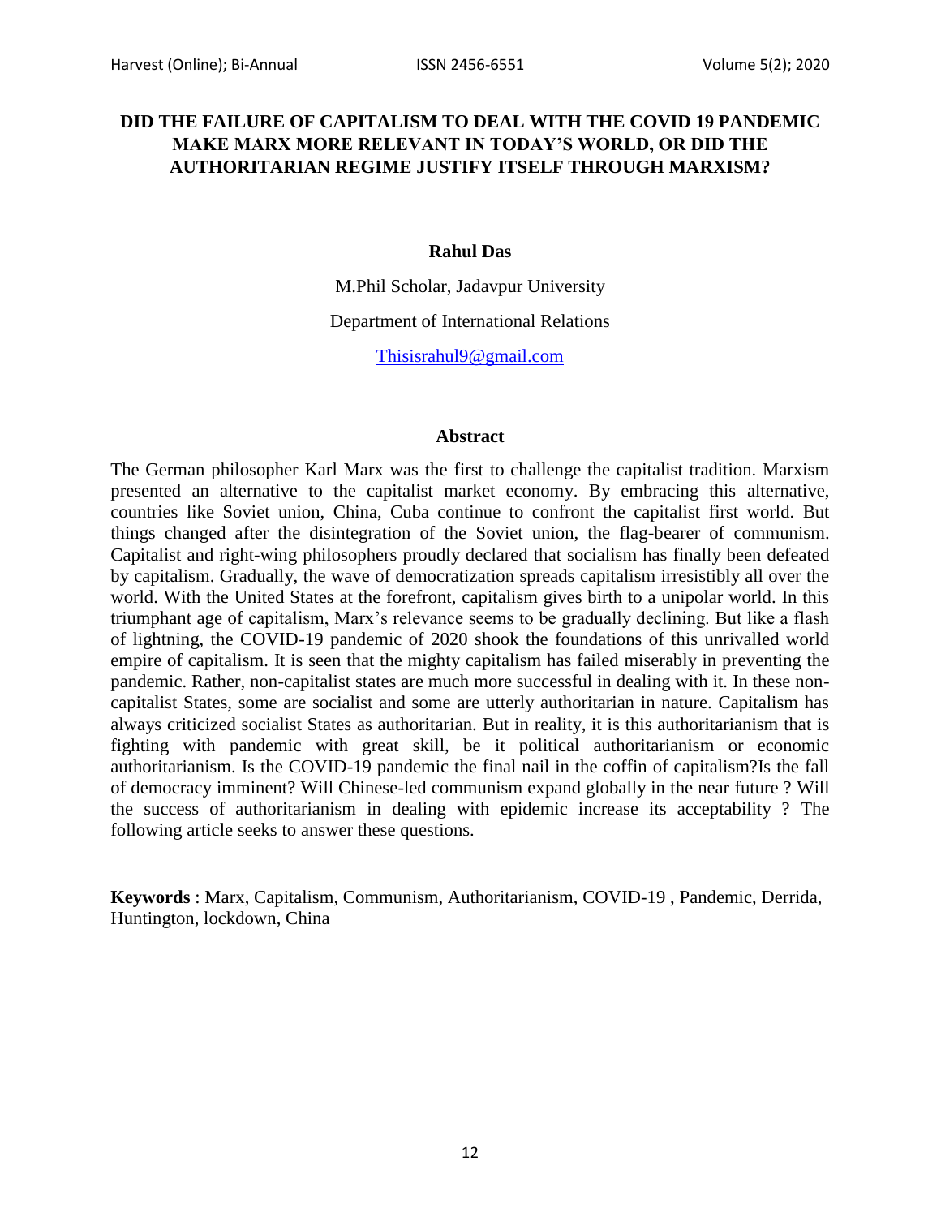# DID THE FAILURE OF CAPITALISM TO DEAL WITH THE COVID 19 PANDEMIC MAKE MARX MORE RELEVANT IN TODAY'S WORLD, OR DID THE AUTHORITARIAN REGIME JUSTIFY ITSELF THROUGH MARXISM?

**Rahul Das**

M.Phil Scholar, Jadavpur University

Department of International Relations

Thisisrahul9@gmail.com

## Abstract

The German philosopher Karl Marx was the first to challenge the capitalist tradition. Marxism presented an alternative to the capitalist market economy. By embracing this alternative, countries like Soviet union, China, Cuba continue to confront the capitalist first world. But things changed after the disintegration of the Soviet union, the flag-bearer of communism. Capitalist and right-wing philosophers proudly declared that socialism has finally been defeated by capitalism. Gradually, the wave of democratization spreads capitalism irresistibly all over the world. With the United States at the forefront, capitalism gives birth to a unipolar world. In this triumphant age of capitalism, Marx's relevance seems to be gradually declining. But like a flash of lightning, the COVID-19 pandemic of 2020 shook the foundations of this unrivalled world empire of capitalism. It is seen that the mighty capitalism has failed miserably in preventing the pandemic. Rather, non-capitalist states are much more successful in dealing with it. In these non-capitalist States, some are socialist and some are utterly authoritarian in nature. Capitalism has always criticized socialist States as authoritarian. But in reality, it is this authoritarianism that is fighting with pandemic with great skill, be it political authoritarianism or economic authoritarianism. Is the COVID-19 pandemic the final nail in the coffin of capitalism?Is the fall of democracy imminent? Will Chinese-led communism expand globally in the near future ? Will the success of authoritarianism in dealing with epidemic increase its acceptability ? The following article seeks to answer these questions.

**Keywords** : Marx, Capitalism, Communism, Authoritarianism, COVID-19 , Pandemic, Derrida, Huntington, lockdown, China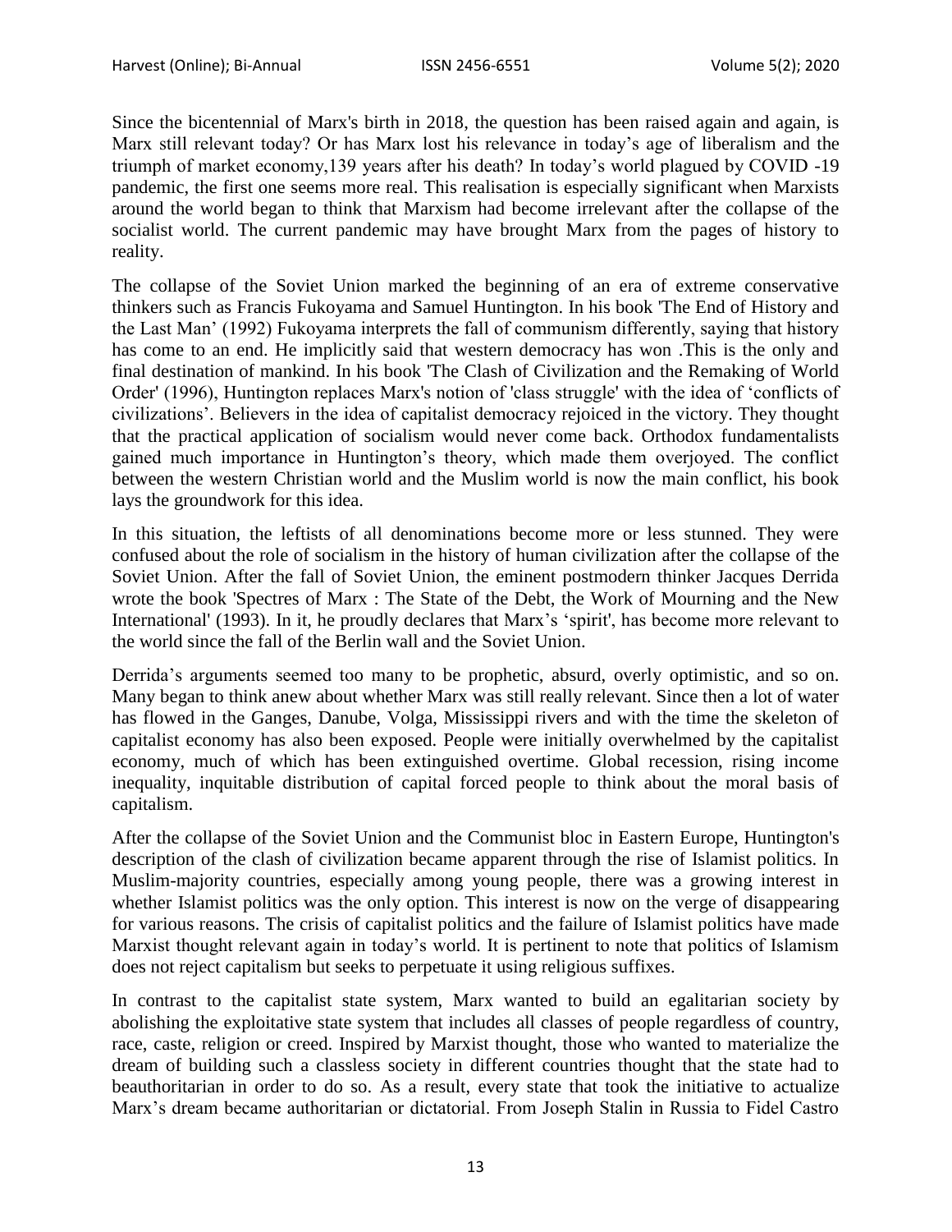Since the bicentennial of Marx's birth in 2018, the question has been raised again and again, is Marx still relevant today? Or has Marx lost his relevance in today's age of liberalism and the triumph of market economy,139 years after his death? In today's world plagued by COVID -19 pandemic, the first one seems more real. This realisation is especially significant when Marxists around the world began to think that Marxism had become irrelevant after the collapse of the socialist world. The current pandemic may have brought Marx from the pages of history to reality.

The collapse of the Soviet Union marked the beginning of an era of extreme conservative thinkers such as Francis Fukoyama and Samuel Huntington. In his book 'The End of History and the Last Man' (1992) Fukoyama interprets the fall of communism differently, saying that history has come to an end. He implicitly said that western democracy has won .This is the only and final destination of mankind. In his book 'The Clash of Civilization and the Remaking of World Order' (1996), Huntington replaces Marx's notion of 'class struggle' with the idea of 'conflicts of civilizations'. Believers in the idea of capitalist democracy rejoiced in the victory. They thought that the practical application of socialism would never come back. Orthodox fundamentalists gained much importance in Huntington's theory, which made them overjoyed. The conflict between the western Christian world and the Muslim world is now the main conflict, his book lays the groundwork for this idea.

In this situation, the leftists of all denominations become more or less stunned. They were confused about the role of socialism in the history of human civilization after the collapse of the Soviet Union. After the fall of Soviet Union, the eminent postmodern thinker Jacques Derrida wrote the book 'Spectres of Marx : The State of the Debt, the Work of Mourning and the New International' (1993). In it, he proudly declares that Marx's 'spirit', has become more relevant to the world since the fall of the Berlin wall and the Soviet Union.

Derrida's arguments seemed too many to be prophetic, absurd, overly optimistic, and so on. Many began to think anew about whether Marx was still really relevant. Since then a lot of water has flowed in the Ganges, Danube, Volga, Mississippi rivers and with the time the skeleton of capitalist economy has also been exposed. People were initially overwhelmed by the capitalist economy, much of which has been extinguished overtime. Global recession, rising income inequality, inquitable distribution of capital forced people to think about the moral basis of capitalism.

After the collapse of the Soviet Union and the Communist bloc in Eastern Europe, Huntington's description of the clash of civilization became apparent through the rise of Islamist politics. In Muslim-majority countries, especially among young people, there was a growing interest in whether Islamist politics was the only option. This interest is now on the verge of disappearing for various reasons. The crisis of capitalist politics and the failure of Islamist politics have made Marxist thought relevant again in today's world. It is pertinent to note that politics of Islamism does not reject capitalism but seeks to perpetuate it using religious suffixes.

In contrast to the capitalist state system, Marx wanted to build an egalitarian society by abolishing the exploitative state system that includes all classes of people regardless of country, race, caste, religion or creed. Inspired by Marxist thought, those who wanted to materialize the dream of building such a classless society in different countries thought that the state had to beauthoritarian in order to do so. As a result, every state that took the initiative to actualize Marx's dream became authoritarian or dictatorial. From Joseph Stalin in Russia to Fidel Castro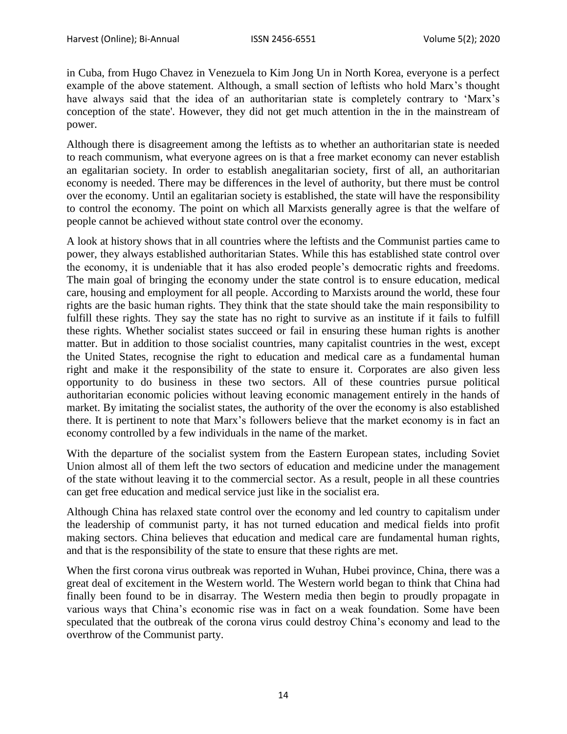in Cuba, from Hugo Chavez in Venezuela to Kim Jong Un in North Korea, everyone is a perfect example of the above statement. Although, a small section of leftists who hold Marx's thought have always said that the idea of an authoritarian state is completely contrary to 'Marx's conception of the state'. However, they did not get much attention in the in the mainstream of power.

Although there is disagreement among the leftists as to whether an authoritarian state is needed to reach communism, what everyone agrees on is that a free market economy can never establish an egalitarian society. In order to establish anegalitarian society, first of all, an authoritarian economy is needed. There may be differences in the level of authority, but there must be control over the economy. Until an egalitarian society is established, the state will have the responsibility to control the economy. The point on which all Marxists generally agree is that the welfare of people cannot be achieved without state control over the economy.

A look at history shows that in all countries where the leftists and the Communist parties came to power, they always established authoritarian States. While this has established state control over the economy, it is undeniable that it has also eroded people's democratic rights and freedoms. The main goal of bringing the economy under the state control is to ensure education, medical care, housing and employment for all people. According to Marxists around the world, these four rights are the basic human rights. They think that the state should take the main responsibility to fulfill these rights. They say the state has no right to survive as an institute if it fails to fulfill these rights. Whether socialist states succeed or fail in ensuring these human rights is another matter. But in addition to those socialist countries, many capitalist countries in the west, except the United States, recognise the right to education and medical care as a fundamental human right and make it the responsibility of the state to ensure it. Corporates are also given less opportunity to do business in these two sectors. All of these countries pursue political authoritarian economic policies without leaving economic management entirely in the hands of market. By imitating the socialist states, the authority of the over the economy is also established there. It is pertinent to note that Marx's followers believe that the market economy is in fact an economy controlled by a few individuals in the name of the market.

With the departure of the socialist system from the Eastern European states, including Soviet Union almost all of them left the two sectors of education and medicine under the management of the state without leaving it to the commercial sector. As a result, people in all these countries can get free education and medical service just like in the socialist era.

Although China has relaxed state control over the economy and led country to capitalism under the leadership of communist party, it has not turned education and medical fields into profit making sectors. China believes that education and medical care are fundamental human rights, and that is the responsibility of the state to ensure that these rights are met.

When the first corona virus outbreak was reported in Wuhan, Hubei province, China, there was a great deal of excitement in the Western world. The Western world began to think that China had finally been found to be in disarray. The Western media then begin to proudly propagate in various ways that China's economic rise was in fact on a weak foundation. Some have been speculated that the outbreak of the corona virus could destroy China's economy and lead to the overthrow of the Communist party.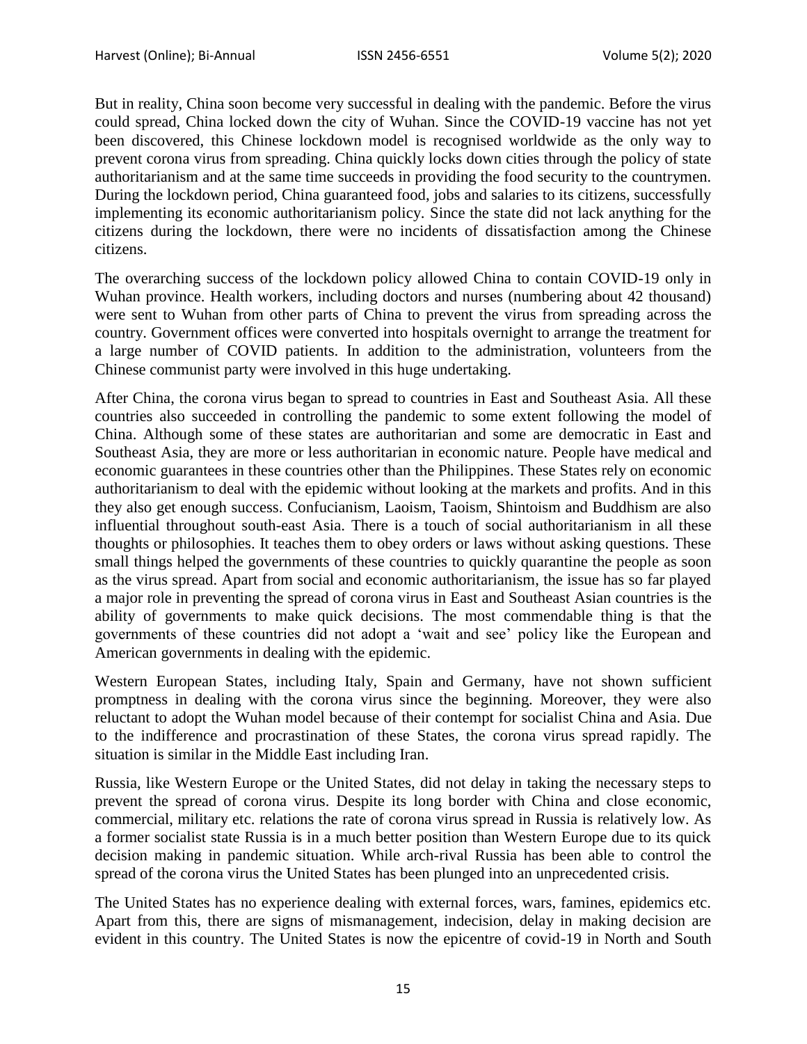But in reality, China soon become very successful in dealing with the pandemic. Before the virus could spread, China locked down the city of Wuhan. Since the COVID-19 vaccine has not yet been discovered, this Chinese lockdown model is recognised worldwide as the only way to prevent corona virus from spreading. China quickly locks down cities through the policy of state authoritarianism and at the same time succeeds in providing the food security to the countrymen. During the lockdown period, China guaranteed food, jobs and salaries to its citizens, successfully implementing its economic authoritarianism policy. Since the state did not lack anything for the citizens during the lockdown, there were no incidents of dissatisfaction among the Chinese citizens.

The overarching success of the lockdown policy allowed China to contain COVID-19 only in Wuhan province. Health workers, including doctors and nurses (numbering about 42 thousand) were sent to Wuhan from other parts of China to prevent the virus from spreading across the country. Government offices were converted into hospitals overnight to arrange the treatment for a large number of COVID patients. In addition to the administration, volunteers from the Chinese communist party were involved in this huge undertaking.

After China, the corona virus began to spread to countries in East and Southeast Asia. All these countries also succeeded in controlling the pandemic to some extent following the model of China. Although some of these states are authoritarian and some are democratic in East and Southeast Asia, they are more or less authoritarian in economic nature. People have medical and economic guarantees in these countries other than the Philippines. These States rely on economic authoritarianism to deal with the epidemic without looking at the markets and profits. And in this they also get enough success. Confucianism, Laoism, Taoism, Shintoism and Buddhism are also influential throughout south-east Asia. There is a touch of social authoritarianism in all these thoughts or philosophies. It teaches them to obey orders or laws without asking questions. These small things helped the governments of these countries to quickly quarantine the people as soon as the virus spread. Apart from social and economic authoritarianism, the issue has so far played a major role in preventing the spread of corona virus in East and Southeast Asian countries is the ability of governments to make quick decisions. The most commendable thing is that the governments of these countries did not adopt a 'wait and see' policy like the European and American governments in dealing with the epidemic.

Western European States, including Italy, Spain and Germany, have not shown sufficient promptness in dealing with the corona virus since the beginning. Moreover, they were also reluctant to adopt the Wuhan model because of their contempt for socialist China and Asia. Due to the indifference and procrastination of these States, the corona virus spread rapidly. The situation is similar in the Middle East including Iran.

Russia, like Western Europe or the United States, did not delay in taking the necessary steps to prevent the spread of corona virus. Despite its long border with China and close economic, commercial, military etc. relations the rate of corona virus spread in Russia is relatively low. As a former socialist state Russia is in a much better position than Western Europe due to its quick decision making in pandemic situation. While arch-rival Russia has been able to control the spread of the corona virus the United States has been plunged into an unprecedented crisis.

The United States has no experience dealing with external forces, wars, famines, epidemics etc. Apart from this, there are signs of mismanagement, indecision, delay in making decision are evident in this country. The United States is now the epicentre of covid-19 in North and South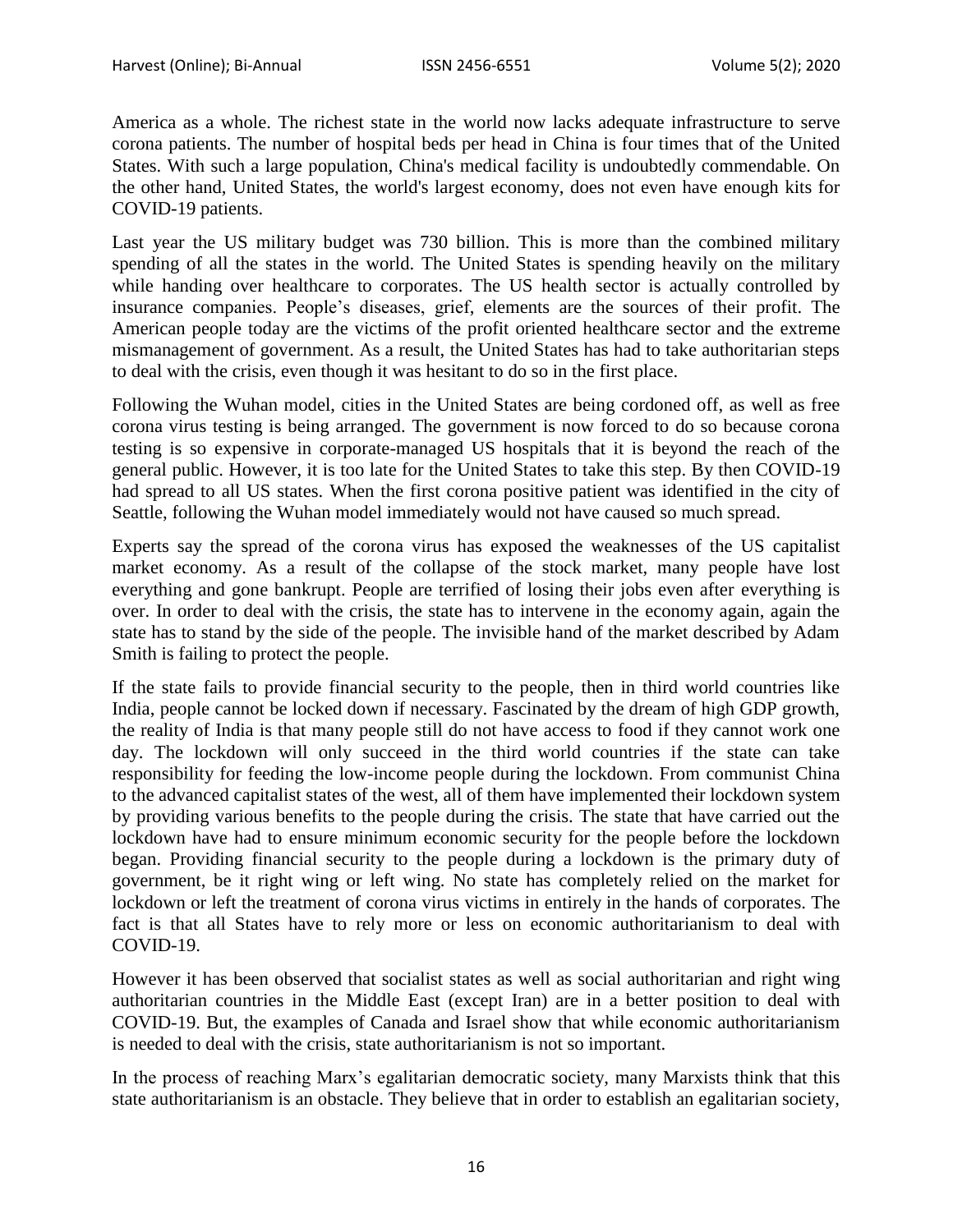America as a whole. The richest state in the world now lacks adequate infrastructure to serve corona patients. The number of hospital beds per head in China is four times that of the United States. With such a large population, China's medical facility is undoubtedly commendable. On the other hand, United States, the world's largest economy, does not even have enough kits for COVID-19 patients.

Last year the US military budget was 730 billion. This is more than the combined military spending of all the states in the world. The United States is spending heavily on the military while handing over healthcare to corporates. The US health sector is actually controlled by insurance companies. People's diseases, grief, elements are the sources of their profit. The American people today are the victims of the profit oriented healthcare sector and the extreme mismanagement of government. As a result, the United States has had to take authoritarian steps to deal with the crisis, even though it was hesitant to do so in the first place.

Following the Wuhan model, cities in the United States are being cordoned off, as well as free corona virus testing is being arranged. The government is now forced to do so because corona testing is so expensive in corporate-managed US hospitals that it is beyond the reach of the general public. However, it is too late for the United States to take this step. By then COVID-19 had spread to all US states. When the first corona positive patient was identified in the city of Seattle, following the Wuhan model immediately would not have caused so much spread.

Experts say the spread of the corona virus has exposed the weaknesses of the US capitalist market economy. As a result of the collapse of the stock market, many people have lost everything and gone bankrupt. People are terrified of losing their jobs even after everything is over. In order to deal with the crisis, the state has to intervene in the economy again, again the state has to stand by the side of the people. The invisible hand of the market described by Adam Smith is failing to protect the people.

If the state fails to provide financial security to the people, then in third world countries like India, people cannot be locked down if necessary. Fascinated by the dream of high GDP growth, the reality of India is that many people still do not have access to food if they cannot work one day. The lockdown will only succeed in the third world countries if the state can take responsibility for feeding the low-income people during the lockdown. From communist China to the advanced capitalist states of the west, all of them have implemented their lockdown system by providing various benefits to the people during the crisis. The state that have carried out the lockdown have had to ensure minimum economic security for the people before the lockdown began. Providing financial security to the people during a lockdown is the primary duty of government, be it right wing or left wing. No state has completely relied on the market for lockdown or left the treatment of corona virus victims in entirely in the hands of corporates. The fact is that all States have to rely more or less on economic authoritarianism to deal with COVID-19.

However it has been observed that socialist states as well as social authoritarian and right wing authoritarian countries in the Middle East (except Iran) are in a better position to deal with COVID-19. But, the examples of Canada and Israel show that while economic authoritarianism is needed to deal with the crisis, state authoritarianism is not so important.

In the process of reaching Marx's egalitarian democratic society, many Marxists think that this state authoritarianism is an obstacle. They believe that in order to establish an egalitarian society,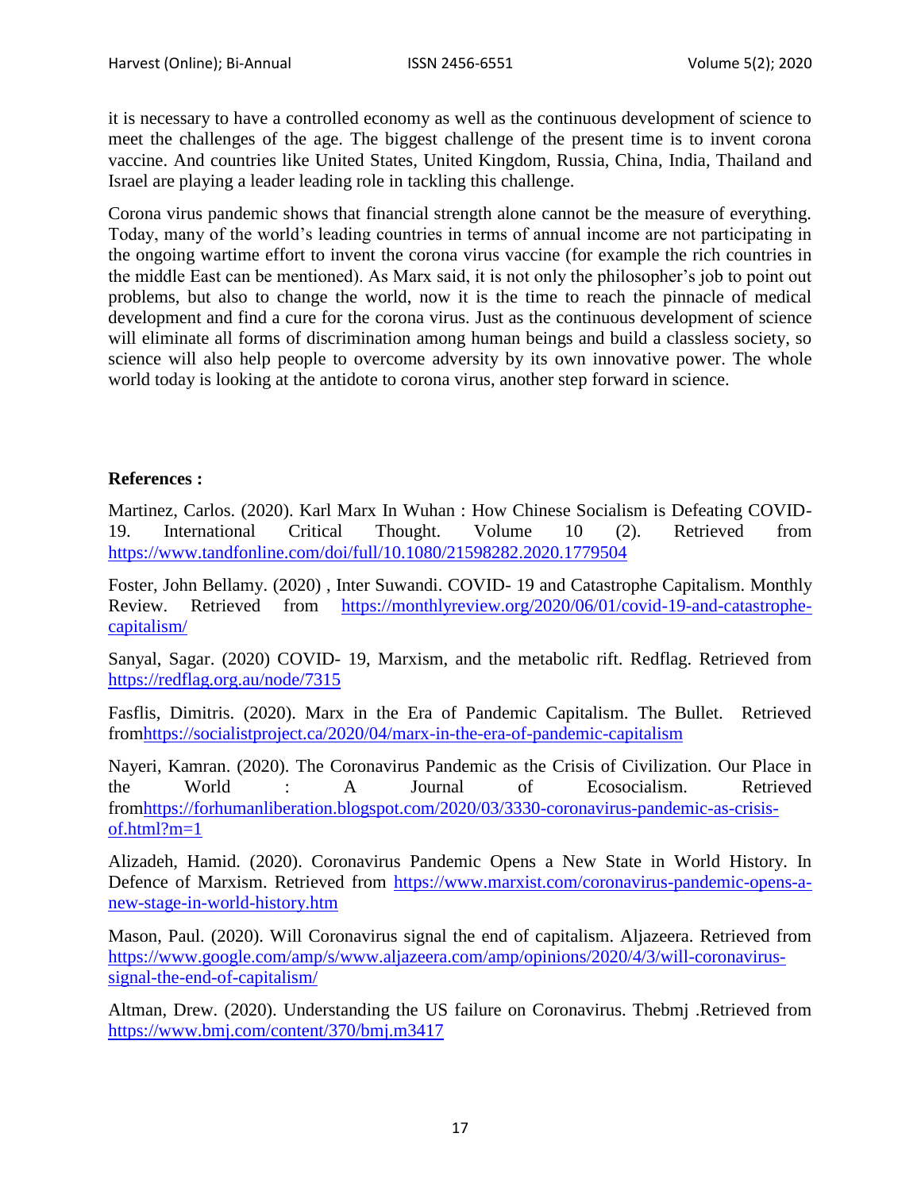it is necessary to have a controlled economy as well as the continuous development of science to meet the challenges of the age. The biggest challenge of the present time is to invent corona vaccine. And countries like United States, United Kingdom, Russia, China, India, Thailand and Israel are playing a leader leading role in tackling this challenge.

Corona virus pandemic shows that financial strength alone cannot be the measure of everything. Today, many of the world's leading countries in terms of annual income are not participating in the ongoing wartime effort to invent the corona virus vaccine (for example the rich countries in the middle East can be mentioned). As Marx said, it is not only the philosopher's job to point out problems, but also to change the world, now it is the time to reach the pinnacle of medical development and find a cure for the corona virus. Just as the continuous development of science will eliminate all forms of discrimination among human beings and build a classless society, so science will also help people to overcome adversity by its own innovative power. The whole world today is looking at the antidote to corona virus, another step forward in science.

**References :**

Martinez, Carlos. (2020). Karl Marx In Wuhan : How Chinese Socialism is Defeating COVID-19. International Critical Thought. Volume 10 (2). Retrieved from https://www.tandfonline.com/doi/full/10.1080/21598282.2020.1779504

Foster, John Bellamy. (2020) , Inter Suwandi. COVID- 19 and Catastrophe Capitalism. Monthly Review. Retrieved from https://monthlyreview.org/2020/06/01/covid-19-and-catastrophe-capitalism/

Sanyal, Sagar. (2020) COVID- 19, Marxism, and the metabolic rift. Redflag. Retrieved from https://redflag.org.au/node/7315

Fasflis, Dimitris. (2020). Marx in the Era of Pandemic Capitalism. The Bullet. Retrieved fromhttps://socialistproject.ca/2020/04/marx-in-the-era-of-pandemic-capitalism

Nayeri, Kamran. (2020). The Coronavirus Pandemic as the Crisis of Civilization. Our Place in the World : A Journal of Ecosocialism. Retrieved fromhttps://forhumanliberation.blogspot.com/2020/03/3330-coronavirus-pandemic-as-crisis-of.html?m=1

Alizadeh, Hamid. (2020). Coronavirus Pandemic Opens a New State in World History. In Defence of Marxism. Retrieved from https://www.marxist.com/coronavirus-pandemic-opens-a-new-stage-in-world-history.htm

Mason, Paul. (2020). Will Coronavirus signal the end of capitalism. Aljazeera. Retrieved from https://www.google.com/amp/s/www.aljazeera.com/amp/opinions/2020/4/3/will-coronavirus-signal-the-end-of-capitalism/

Altman, Drew. (2020). Understanding the US failure on Coronavirus. Thebmj .Retrieved from https://www.bmj.com/content/370/bmj.m3417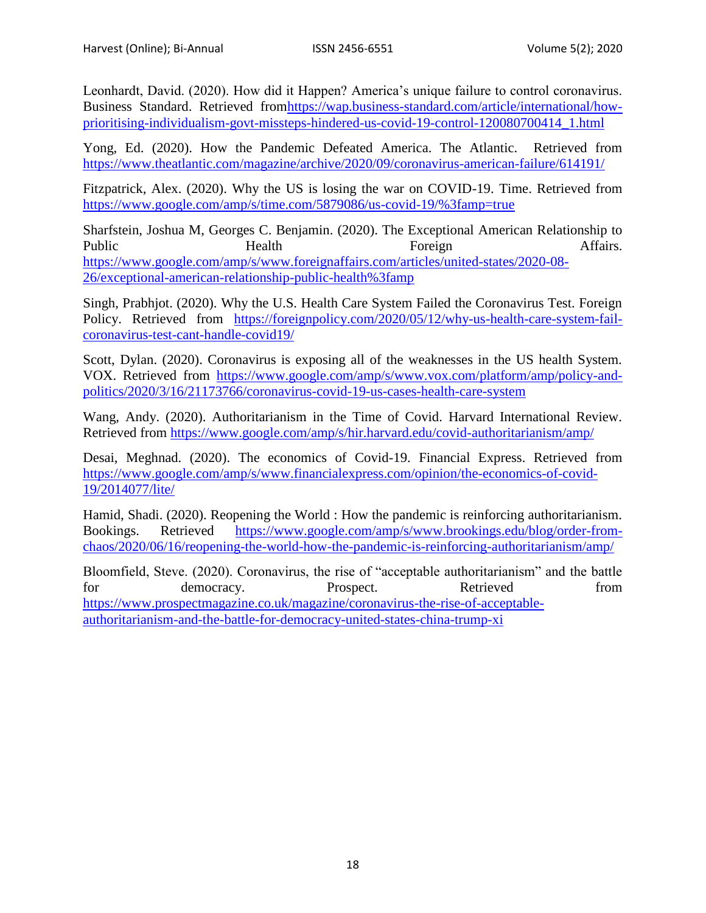Leonhardt, David. (2020). How did it Happen? America's unique failure to control coronavirus. Business Standard. Retrieved fromhttps://wap.business-standard.com/article/international/how-prioritising-individualism-govt-missteps-hindered-us-covid-19-control-120080700414_1.html

Yong, Ed. (2020). How the Pandemic Defeated America. The Atlantic. Retrieved from https://www.theatlantic.com/magazine/archive/2020/09/coronavirus-american-failure/614191/

Fitzpatrick, Alex. (2020). Why the US is losing the war on COVID-19. Time. Retrieved from https://www.google.com/amp/s/time.com/5879086/us-covid-19/%3famp=true

Sharfstein, Joshua M, Georges C. Benjamin. (2020). The Exceptional American Relationship to Public Health Foreign Affairs. https://www.google.com/amp/s/www.foreignaffairs.com/articles/united-states/2020-08-26/exceptional-american-relationship-public-health%3famp

Singh, Prabhjot. (2020). Why the U.S. Health Care System Failed the Coronavirus Test. Foreign Policy. Retrieved from https://foreignpolicy.com/2020/05/12/why-us-health-care-system-fail-coronavirus-test-cant-handle-covid19/

Scott, Dylan. (2020). Coronavirus is exposing all of the weaknesses in the US health System. VOX. Retrieved from https://www.google.com/amp/s/www.vox.com/platform/amp/policy-and-politics/2020/3/16/21173766/coronavirus-covid-19-us-cases-health-care-system

Wang, Andy. (2020). Authoritarianism in the Time of Covid. Harvard International Review. Retrieved from https://www.google.com/amp/s/hir.harvard.edu/covid-authoritarianism/amp/

Desai, Meghnad. (2020). The economics of Covid-19. Financial Express. Retrieved from https://www.google.com/amp/s/www.financialexpress.com/opinion/the-economics-of-covid-19/2014077/lite/

Hamid, Shadi. (2020). Reopening the World : How the pandemic is reinforcing authoritarianism. Bookings. Retrieved https://www.google.com/amp/s/www.brookings.edu/blog/order-from-chaos/2020/06/16/reopening-the-world-how-the-pandemic-is-reinforcing-authoritarianism/amp/

Bloomfield, Steve. (2020). Coronavirus, the rise of "acceptable authoritarianism" and the battle for democracy. Prospect. Retrieved from https://www.prospectmagazine.co.uk/magazine/coronavirus-the-rise-of-acceptable-authoritarianism-and-the-battle-for-democracy-united-states-china-trump-xi